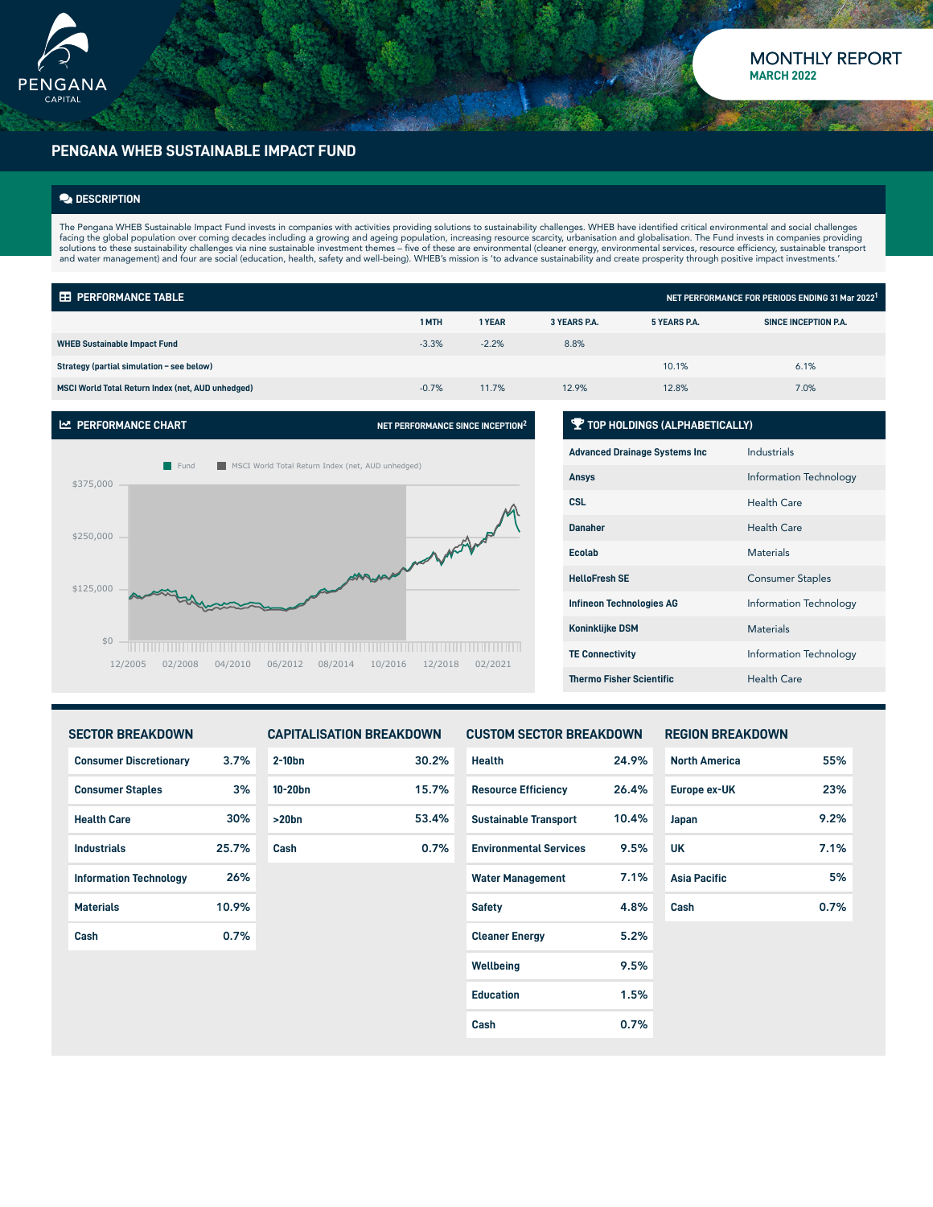# MONTHLY REPORT
## MARCH 2022

# PENGANA WHEB SUSTAINABLE IMPACT FUND

## DESCRIPTION

The Pengana WHEB Sustainable Impact Fund invests in companies with activities providing solutions to sustainability challenges. WHEB have identified critical environmental and social challenges facing the global population over coming decades including a growing and ageing population, increasing resource scarcity, urbanisation and globalisation. The Fund invests in companies providing solutions to these sustainability challenges via nine sustainable investment themes – five of these are environmental (cleaner energy, environmental services, resource efficiency, sustainable transport and water management) and four are social (education, health, safety and well-being). WHEB's mission is 'to advance sustainability and create prosperity through positive impact investments.'

## PERFORMANCE TABLE

NET PERFORMANCE FOR PERIODS ENDING 31 Mar 2022[1]

| | 1 MTH | 1 YEAR | 3 YEARS P.A. | 5 YEARS P.A. | SINCE INCEPTION P.A. |
|---|---|---|---|---|---|
| WHEB Sustainable Impact Fund | -3.3% | -2.2% | 8.8% | | |
| Strategy (partial simulation – see below) | | | | 10.1% | 6.1% |
| MSCI World Total Return Index (net, AUD unhedged) | -0.7% | 11.7% | 12.9% | 12.8% | 7.0% |

## PERFORMANCE CHART

NET PERFORMANCE SINCE INCEPTION[2]

Fund | MSCI World Total Return Index (net, AUD unhedged)

$375,000 | $250,000 | $125,000 | $0

12/2005 | 02/2008 | 04/2010 | 06/2012 | 08/2014 | 10/2016 | 12/2018 | 02/2021

## TOP HOLDINGS (ALPHABETICALLY)

| | |
|---|---|
| Advanced Drainage Systems Inc | Industrials |
| Ansys | Information Technology |
| CSL | Health Care |
| Danaher | Health Care |
| Ecolab | Materials |
| HelloFresh SE | Consumer Staples |
| Infineon Technologies AG | Information Technology |
| Koninklijke DSM | Materials |
| TE Connectivity | Information Technology |
| Thermo Fisher Scientific | Health Care |

## SECTOR BREAKDOWN

| | |
|---|---|
| Consumer Discretionary | 3.7% |
| Consumer Staples | 3% |
| Health Care | 30% |
| Industrials | 25.7% |
| Information Technology | 26% |
| Materials | 10.9% |
| Cash | 0.7% |

## CAPITALISATION BREAKDOWN

| | |
|---|---|
| 2-10bn | 30.2% |
| 10-20bn | 15.7% |
| >20bn | 53.4% |
| Cash | 0.7% |

## CUSTOM SECTOR BREAKDOWN

| | |
|---|---|
| Health | 24.9% |
| Resource Efficiency | 26.4% |
| Sustainable Transport | 10.4% |
| Environmental Services | 9.5% |
| Water Management | 7.1% |
| Safety | 4.8% |
| Cleaner Energy | 5.2% |
| Wellbeing | 9.5% |
| Education | 1.5% |
| Cash | 0.7% |

## REGION BREAKDOWN

| | |
|---|---|
| North America | 55% |
| Europe ex-UK | 23% |
| Japan | 9.2% |
| UK | 7.1% |
| Asia Pacific | 5% |
| Cash | 0.7% |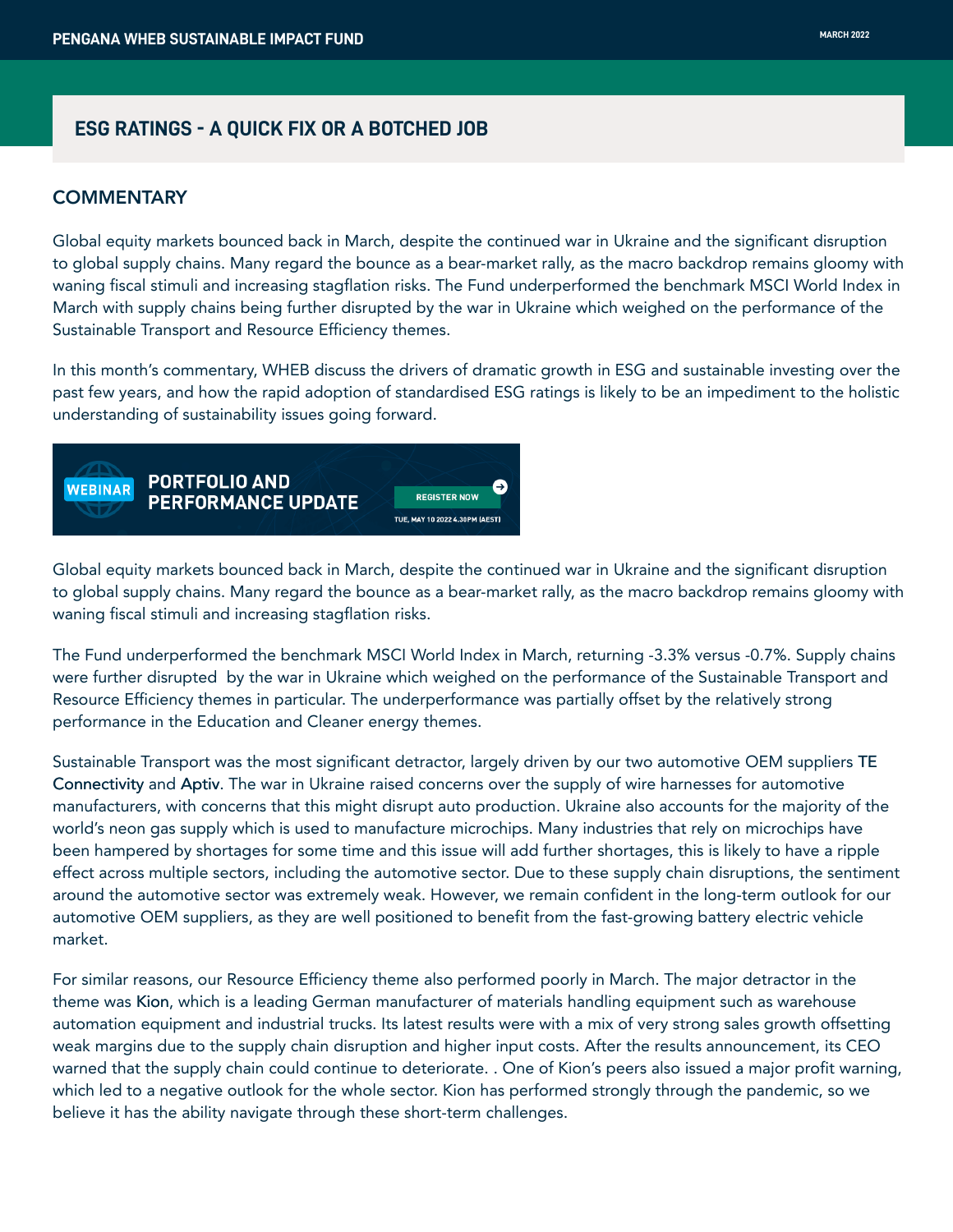## ESG RATINGS - A QUICK FIX OR A BOTCHED JOB

### COMMENTARY

Global equity markets bounced back in March, despite the continued war in Ukraine and the significant disruption to global supply chains. Many regard the bounce as a bear-market rally, as the macro backdrop remains gloomy with waning fiscal stimuli and increasing stagflation risks. The Fund underperformed the benchmark MSCI World Index in March with supply chains being further disrupted by the war in Ukraine which weighed on the performance of the Sustainable Transport and Resource Efficiency themes.

In this month's commentary, WHEB discuss the drivers of dramatic growth in ESG and sustainable investing over the past few years, and how the rapid adoption of standardised ESG ratings is likely to be an impediment to the holistic understanding of sustainability issues going forward.

WEBINAR PORTFOLIO AND PERFORMANCE UPDATE — REGISTER NOW — TUE, MAY 10 2022 4.30PM (AEST)

Global equity markets bounced back in March, despite the continued war in Ukraine and the significant disruption to global supply chains. Many regard the bounce as a bear-market rally, as the macro backdrop remains gloomy with waning fiscal stimuli and increasing stagflation risks.

The Fund underperformed the benchmark MSCI World Index in March, returning -3.3% versus -0.7%. Supply chains were further disrupted by the war in Ukraine which weighed on the performance of the Sustainable Transport and Resource Efficiency themes in particular. The underperformance was partially offset by the relatively strong performance in the Education and Cleaner energy themes.

Sustainable Transport was the most significant detractor, largely driven by our two automotive OEM suppliers TE Connectivity and Aptiv. The war in Ukraine raised concerns over the supply of wire harnesses for automotive manufacturers, with concerns that this might disrupt auto production. Ukraine also accounts for the majority of the world's neon gas supply which is used to manufacture microchips. Many industries that rely on microchips have been hampered by shortages for some time and this issue will add further shortages, this is likely to have a ripple effect across multiple sectors, including the automotive sector. Due to these supply chain disruptions, the sentiment around the automotive sector was extremely weak. However, we remain confident in the long-term outlook for our automotive OEM suppliers, as they are well positioned to benefit from the fast-growing battery electric vehicle market.

For similar reasons, our Resource Efficiency theme also performed poorly in March. The major detractor in the theme was Kion, which is a leading German manufacturer of materials handling equipment such as warehouse automation equipment and industrial trucks. Its latest results were with a mix of very strong sales growth offsetting weak margins due to the supply chain disruption and higher input costs. After the results announcement, its CEO warned that the supply chain could continue to deteriorate. . One of Kion's peers also issued a major profit warning, which led to a negative outlook for the whole sector. Kion has performed strongly through the pandemic, so we believe it has the ability navigate through these short-term challenges.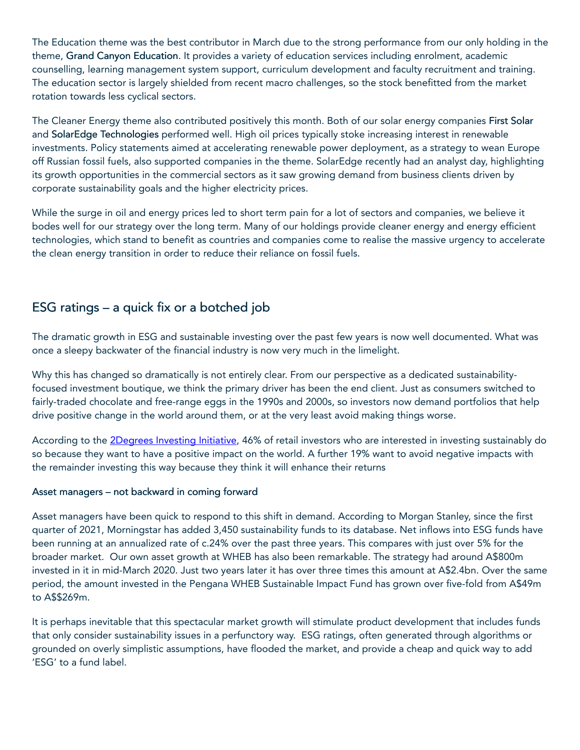The Education theme was the best contributor in March due to the strong performance from our only holding in the theme, **Grand Canyon Education**. It provides a variety of education services including enrolment, academic counselling, learning management system support, curriculum development and faculty recruitment and training. The education sector is largely shielded from recent macro challenges, so the stock benefitted from the market rotation towards less cyclical sectors.

The Cleaner Energy theme also contributed positively this month. Both of our solar energy companies **First Solar** and **SolarEdge Technologies** performed well. High oil prices typically stoke increasing interest in renewable investments. Policy statements aimed at accelerating renewable power deployment, as a strategy to wean Europe off Russian fossil fuels, also supported companies in the theme. SolarEdge recently had an analyst day, highlighting its growth opportunities in the commercial sectors as it saw growing demand from business clients driven by corporate sustainability goals and the higher electricity prices.

While the surge in oil and energy prices led to short term pain for a lot of sectors and companies, we believe it bodes well for our strategy over the long term. Many of our holdings provide cleaner energy and energy efficient technologies, which stand to benefit as countries and companies come to realise the massive urgency to accelerate the clean energy transition in order to reduce their reliance on fossil fuels.

## ESG ratings – a quick fix or a botched job

The dramatic growth in ESG and sustainable investing over the past few years is now well documented. What was once a sleepy backwater of the financial industry is now very much in the limelight.

Why this has changed so dramatically is not entirely clear. From our perspective as a dedicated sustainability-focused investment boutique, we think the primary driver has been the end client. Just as consumers switched to fairly-traded chocolate and free-range eggs in the 1990s and 2000s, so investors now demand portfolios that help drive positive change in the world around them, or at the very least avoid making things worse.

According to the 2Degrees Investing Initiative, 46% of retail investors who are interested in investing sustainably do so because they want to have a positive impact on the world. A further 19% want to avoid negative impacts with the remainder investing this way because they think it will enhance their returns

### Asset managers – not backward in coming forward

Asset managers have been quick to respond to this shift in demand. According to Morgan Stanley, since the first quarter of 2021, Morningstar has added 3,450 sustainability funds to its database. Net inflows into ESG funds have been running at an annualized rate of c.24% over the past three years. This compares with just over 5% for the broader market. Our own asset growth at WHEB has also been remarkable. The strategy had around A$800m invested in it in mid-March 2020. Just two years later it has over three times this amount at A$2.4bn. Over the same period, the amount invested in the Pengana WHEB Sustainable Impact Fund has grown over five-fold from A$49m to A$$269m.

It is perhaps inevitable that this spectacular market growth will stimulate product development that includes funds that only consider sustainability issues in a perfunctory way. ESG ratings, often generated through algorithms or grounded on overly simplistic assumptions, have flooded the market, and provide a cheap and quick way to add 'ESG' to a fund label.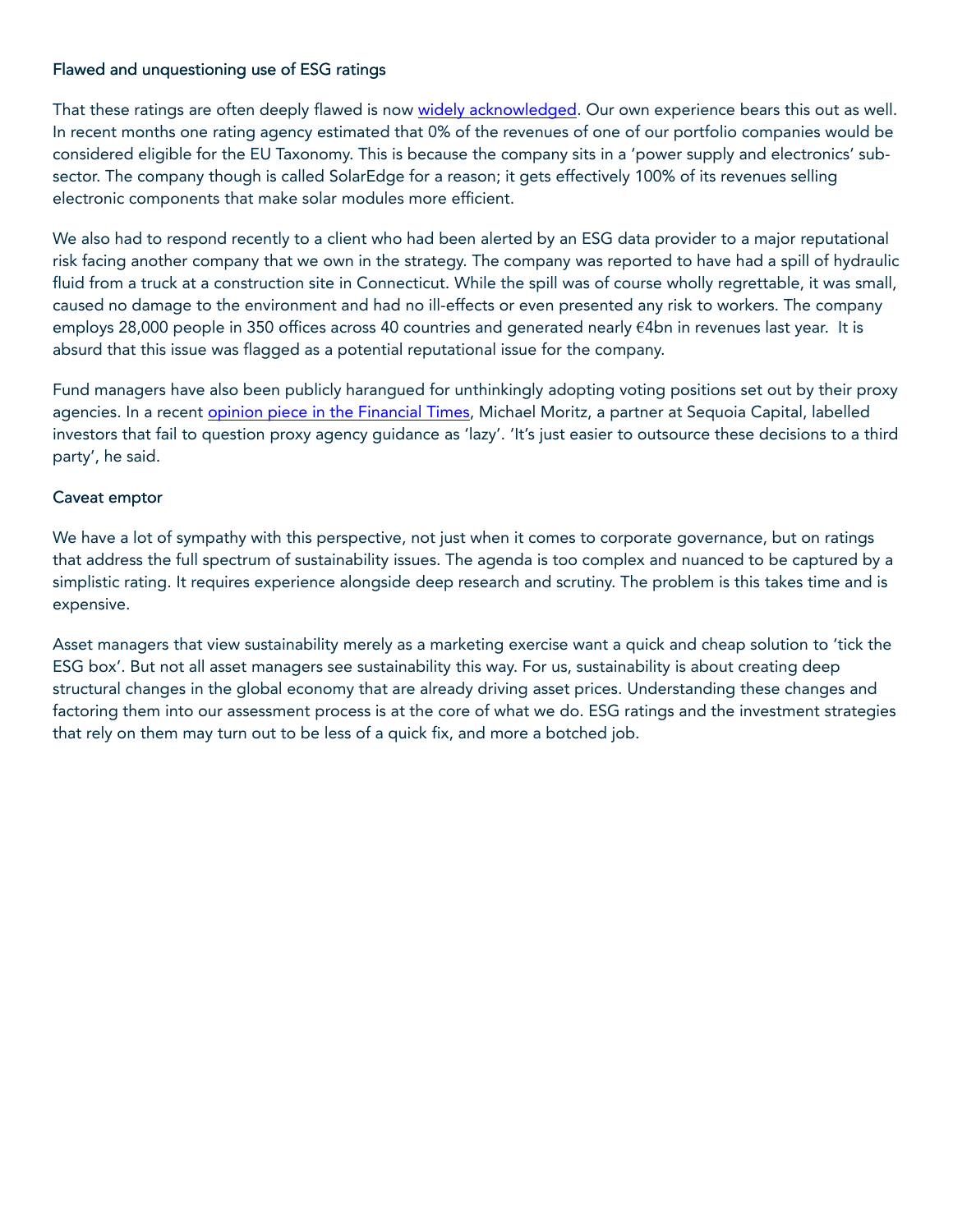## Flawed and unquestioning use of ESG ratings

That these ratings are often deeply flawed is now widely acknowledged. Our own experience bears this out as well. In recent months one rating agency estimated that 0% of the revenues of one of our portfolio companies would be considered eligible for the EU Taxonomy. This is because the company sits in a 'power supply and electronics' sub-sector. The company though is called SolarEdge for a reason; it gets effectively 100% of its revenues selling electronic components that make solar modules more efficient.

We also had to respond recently to a client who had been alerted by an ESG data provider to a major reputational risk facing another company that we own in the strategy. The company was reported to have had a spill of hydraulic fluid from a truck at a construction site in Connecticut. While the spill was of course wholly regrettable, it was small, caused no damage to the environment and had no ill-effects or even presented any risk to workers. The company employs 28,000 people in 350 offices across 40 countries and generated nearly €4bn in revenues last year. It is absurd that this issue was flagged as a potential reputational issue for the company.

Fund managers have also been publicly harangued for unthinkingly adopting voting positions set out by their proxy agencies. In a recent opinion piece in the Financial Times, Michael Moritz, a partner at Sequoia Capital, labelled investors that fail to question proxy agency guidance as 'lazy'. 'It's just easier to outsource these decisions to a third party', he said.

## Caveat emptor

We have a lot of sympathy with this perspective, not just when it comes to corporate governance, but on ratings that address the full spectrum of sustainability issues. The agenda is too complex and nuanced to be captured by a simplistic rating. It requires experience alongside deep research and scrutiny. The problem is this takes time and is expensive.

Asset managers that view sustainability merely as a marketing exercise want a quick and cheap solution to 'tick the ESG box'. But not all asset managers see sustainability this way. For us, sustainability is about creating deep structural changes in the global economy that are already driving asset prices. Understanding these changes and factoring them into our assessment process is at the core of what we do. ESG ratings and the investment strategies that rely on them may turn out to be less of a quick fix, and more a botched job.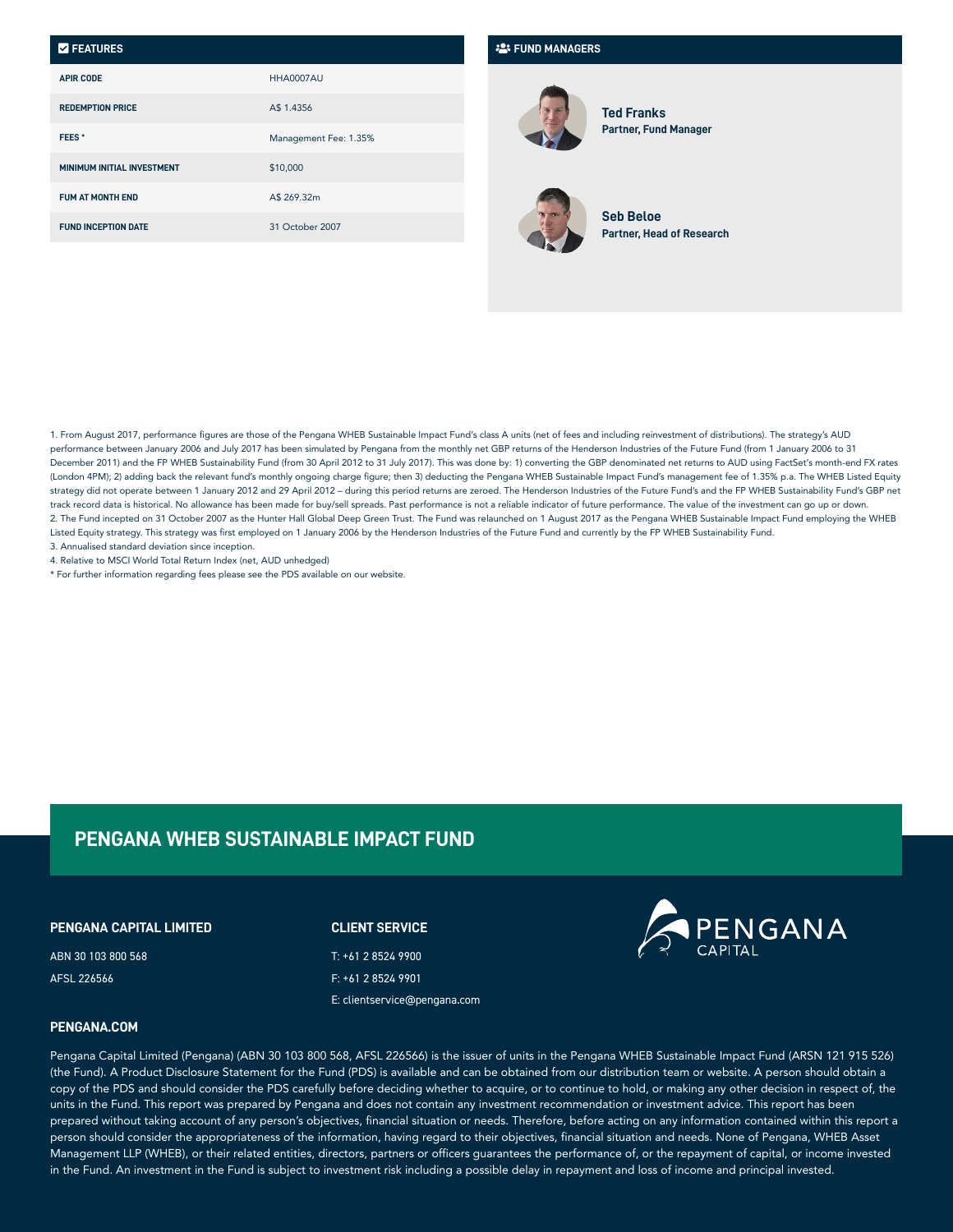## FEATURES

| | |
|---|---|
| APIR CODE | HHA0007AU |
| REDEMPTION PRICE | A$ 1.4356 |
| FEES * | Management Fee: 1.35% |
| MINIMUM INITIAL INVESTMENT | $10,000 |
| FUM AT MONTH END | A$ 269.32m |
| FUND INCEPTION DATE | 31 October 2007 |

## FUND MANAGERS

**Ted Franks**
Partner, Fund Manager

**Seb Beloe**
Partner, Head of Research

1. From August 2017, performance figures are those of the Pengana WHEB Sustainable Impact Fund's class A units (net of fees and including reinvestment of distributions). The strategy's AUD performance between January 2006 and July 2017 has been simulated by Pengana from the monthly net GBP returns of the Henderson Industries of the Future Fund (from 1 January 2006 to 31 December 2011) and the FP WHEB Sustainability Fund (from 30 April 2012 to 31 July 2017). This was done by: 1) converting the GBP denominated net returns to AUD using FactSet's month-end FX rates (London 4PM); 2) adding back the relevant fund's monthly ongoing charge figure; then 3) deducting the Pengana WHEB Sustainable Impact Fund's management fee of 1.35% p.a. The WHEB Listed Equity strategy did not operate between 1 January 2012 and 29 April 2012 – during this period returns are zeroed. The Henderson Industries of the Future Fund's and the FP WHEB Sustainability Fund's GBP net track record data is historical. No allowance has been made for buy/sell spreads. Past performance is not a reliable indicator of future performance. The value of the investment can go up or down.
2. The Fund incepted on 31 October 2007 as the Hunter Hall Global Deep Green Trust. The Fund was relaunched on 1 August 2017 as the Pengana WHEB Sustainable Impact Fund employing the WHEB Listed Equity strategy. This strategy was first employed on 1 January 2006 by the Henderson Industries of the Future Fund and currently by the FP WHEB Sustainability Fund.
3. Annualised standard deviation since inception.
4. Relative to MSCI World Total Return Index (net, AUD unhedged)
* For further information regarding fees please see the PDS available on our website.

## PENGANA WHEB SUSTAINABLE IMPACT FUND

**PENGANA CAPITAL LIMITED**

ABN 30 103 800 568
AFSL 226566

**CLIENT SERVICE**

T: +61 2 8524 9900
F: +61 2 8524 9901
E: clientservice@pengana.com

PENGANA CAPITAL

**PENGANA.COM**

Pengana Capital Limited (Pengana) (ABN 30 103 800 568, AFSL 226566) is the issuer of units in the Pengana WHEB Sustainable Impact Fund (ARSN 121 915 526) (the Fund). A Product Disclosure Statement for the Fund (PDS) is available and can be obtained from our distribution team or website. A person should obtain a copy of the PDS and should consider the PDS carefully before deciding whether to acquire, or to continue to hold, or making any other decision in respect of, the units in the Fund. This report was prepared by Pengana and does not contain any investment recommendation or investment advice. This report has been prepared without taking account of any person's objectives, financial situation or needs. Therefore, before acting on any information contained within this report a person should consider the appropriateness of the information, having regard to their objectives, financial situation and needs. None of Pengana, WHEB Asset Management LLP (WHEB), or their related entities, directors, partners or officers guarantees the performance of, or the repayment of capital, or income invested in the Fund. An investment in the Fund is subject to investment risk including a possible delay in repayment and loss of income and principal invested.